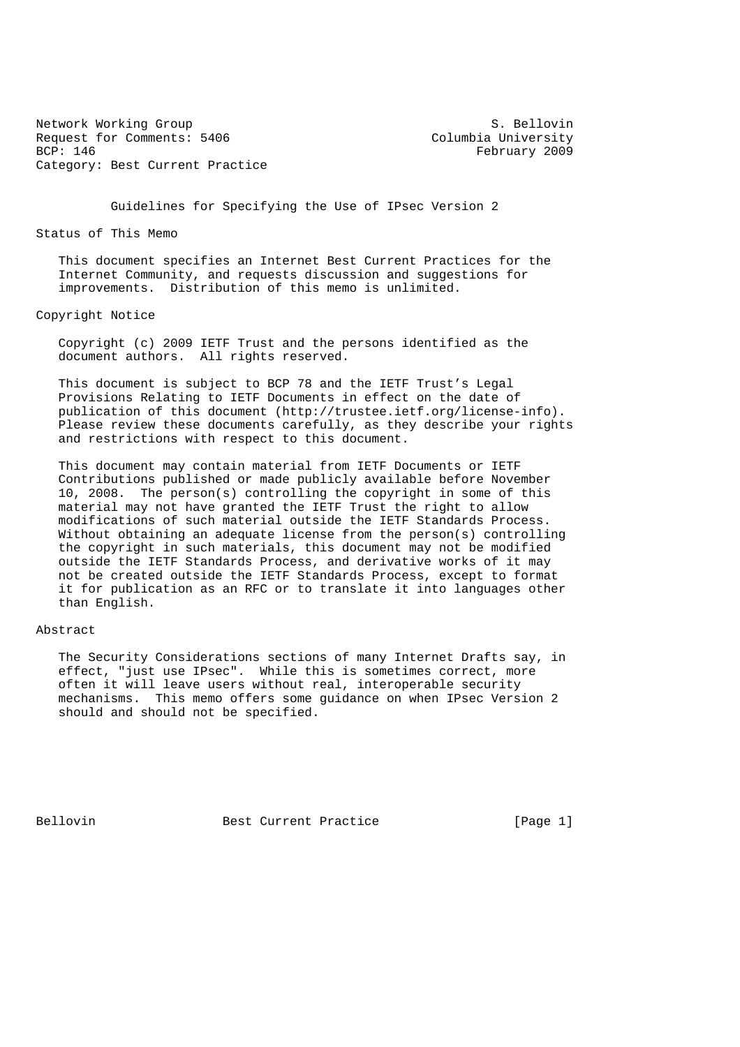Network Working Group S. Bellovin
Request for Comments: 5406 Columbia University
BCP: 146 February 2009
Category: Best Current Practice

# Guidelines for Specifying the Use of IPsec Version 2

## Status of This Memo

This document specifies an Internet Best Current Practices for the Internet Community, and requests discussion and suggestions for improvements. Distribution of this memo is unlimited.

## Copyright Notice

Copyright (c) 2009 IETF Trust and the persons identified as the document authors. All rights reserved.

This document is subject to BCP 78 and the IETF Trust's Legal Provisions Relating to IETF Documents in effect on the date of publication of this document (http://trustee.ietf.org/license-info). Please review these documents carefully, as they describe your rights and restrictions with respect to this document.

This document may contain material from IETF Documents or IETF Contributions published or made publicly available before November 10, 2008. The person(s) controlling the copyright in some of this material may not have granted the IETF Trust the right to allow modifications of such material outside the IETF Standards Process. Without obtaining an adequate license from the person(s) controlling the copyright in such materials, this document may not be modified outside the IETF Standards Process, and derivative works of it may not be created outside the IETF Standards Process, except to format it for publication as an RFC or to translate it into languages other than English.

## Abstract

The Security Considerations sections of many Internet Drafts say, in effect, "just use IPsec". While this is sometimes correct, more often it will leave users without real, interoperable security mechanisms. This memo offers some guidance on when IPsec Version 2 should and should not be specified.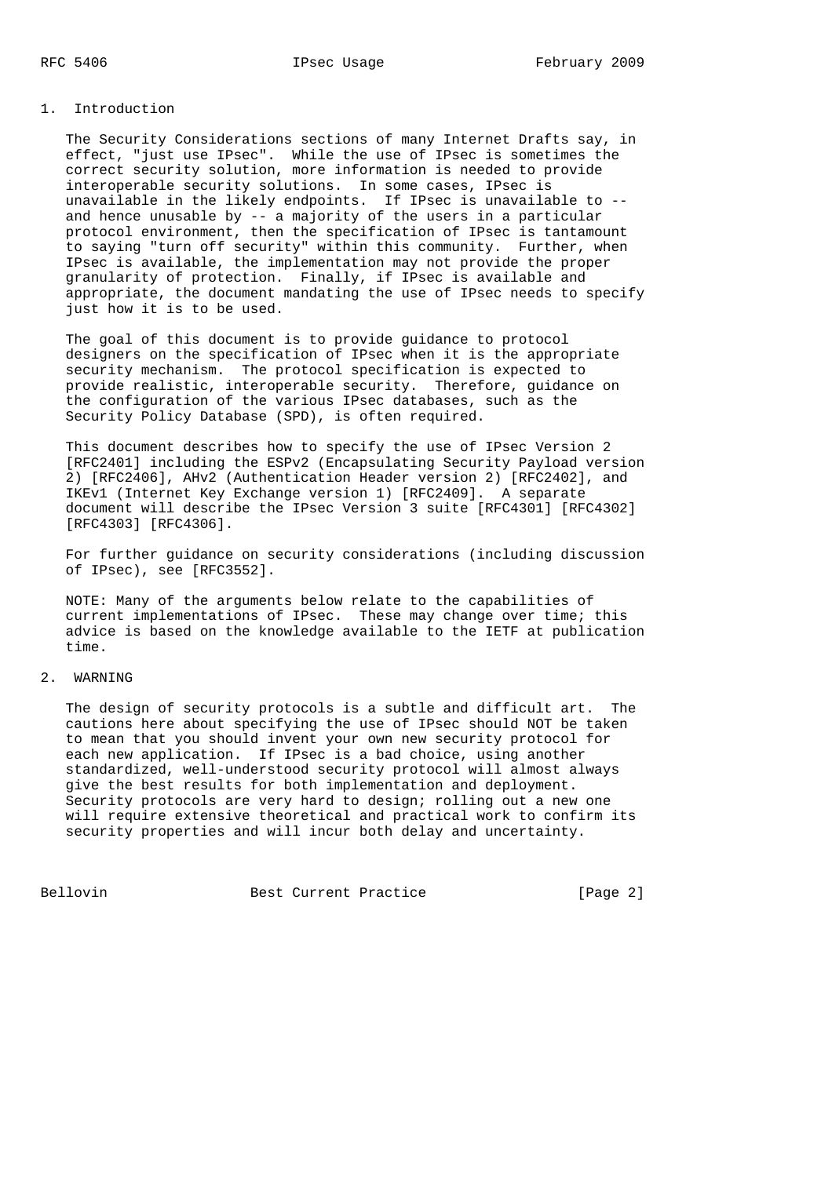## 1. Introduction

The Security Considerations sections of many Internet Drafts say, in effect, "just use IPsec". While the use of IPsec is sometimes the correct security solution, more information is needed to provide interoperable security solutions. In some cases, IPsec is unavailable in the likely endpoints. If IPsec is unavailable to -- and hence unusable by -- a majority of the users in a particular protocol environment, then the specification of IPsec is tantamount to saying "turn off security" within this community. Further, when IPsec is available, the implementation may not provide the proper granularity of protection. Finally, if IPsec is available and appropriate, the document mandating the use of IPsec needs to specify just how it is to be used.

The goal of this document is to provide guidance to protocol designers on the specification of IPsec when it is the appropriate security mechanism. The protocol specification is expected to provide realistic, interoperable security. Therefore, guidance on the configuration of the various IPsec databases, such as the Security Policy Database (SPD), is often required.

This document describes how to specify the use of IPsec Version 2 [RFC2401] including the ESPv2 (Encapsulating Security Payload version 2) [RFC2406], AHv2 (Authentication Header version 2) [RFC2402], and IKEv1 (Internet Key Exchange version 1) [RFC2409]. A separate document will describe the IPsec Version 3 suite [RFC4301] [RFC4302] [RFC4303] [RFC4306].

For further guidance on security considerations (including discussion of IPsec), see [RFC3552].

NOTE: Many of the arguments below relate to the capabilities of current implementations of IPsec. These may change over time; this advice is based on the knowledge available to the IETF at publication time.

## 2. WARNING

The design of security protocols is a subtle and difficult art. The cautions here about specifying the use of IPsec should NOT be taken to mean that you should invent your own new security protocol for each new application. If IPsec is a bad choice, using another standardized, well-understood security protocol will almost always give the best results for both implementation and deployment. Security protocols are very hard to design; rolling out a new one will require extensive theoretical and practical work to confirm its security properties and will incur both delay and uncertainty.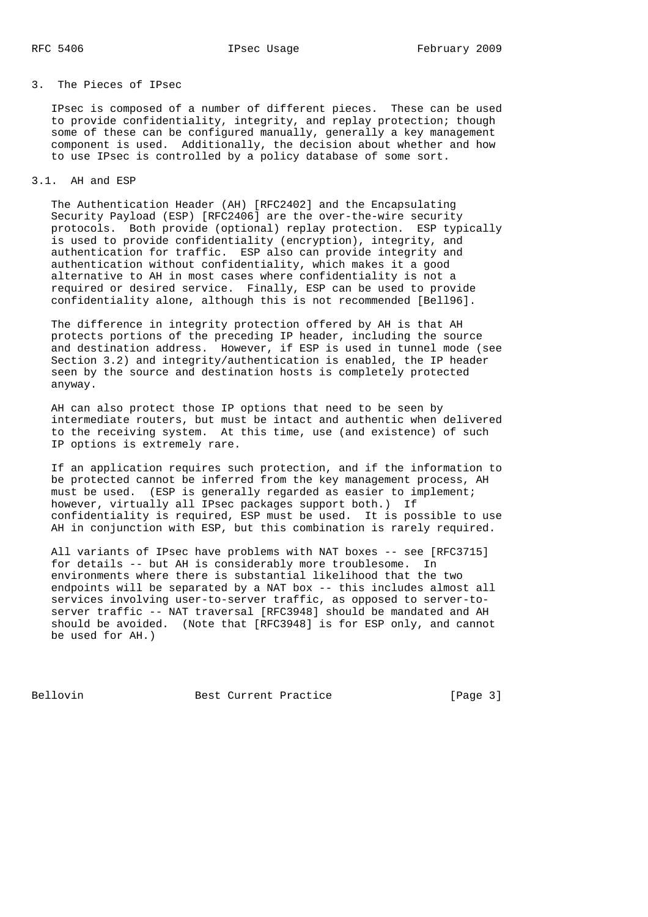## 3. The Pieces of IPsec

IPsec is composed of a number of different pieces. These can be used to provide confidentiality, integrity, and replay protection; though some of these can be configured manually, generally a key management component is used. Additionally, the decision about whether and how to use IPsec is controlled by a policy database of some sort.

### 3.1. AH and ESP

The Authentication Header (AH) [RFC2402] and the Encapsulating Security Payload (ESP) [RFC2406] are the over-the-wire security protocols. Both provide (optional) replay protection. ESP typically is used to provide confidentiality (encryption), integrity, and authentication for traffic. ESP also can provide integrity and authentication without confidentiality, which makes it a good alternative to AH in most cases where confidentiality is not a required or desired service. Finally, ESP can be used to provide confidentiality alone, although this is not recommended [Bell96].

The difference in integrity protection offered by AH is that AH protects portions of the preceding IP header, including the source and destination address. However, if ESP is used in tunnel mode (see Section 3.2) and integrity/authentication is enabled, the IP header seen by the source and destination hosts is completely protected anyway.

AH can also protect those IP options that need to be seen by intermediate routers, but must be intact and authentic when delivered to the receiving system. At this time, use (and existence) of such IP options is extremely rare.

If an application requires such protection, and if the information to be protected cannot be inferred from the key management process, AH must be used. (ESP is generally regarded as easier to implement; however, virtually all IPsec packages support both.) If confidentiality is required, ESP must be used. It is possible to use AH in conjunction with ESP, but this combination is rarely required.

All variants of IPsec have problems with NAT boxes -- see [RFC3715] for details -- but AH is considerably more troublesome. In environments where there is substantial likelihood that the two endpoints will be separated by a NAT box -- this includes almost all services involving user-to-server traffic, as opposed to server-to-server traffic -- NAT traversal [RFC3948] should be mandated and AH should be avoided. (Note that [RFC3948] is for ESP only, and cannot be used for AH.)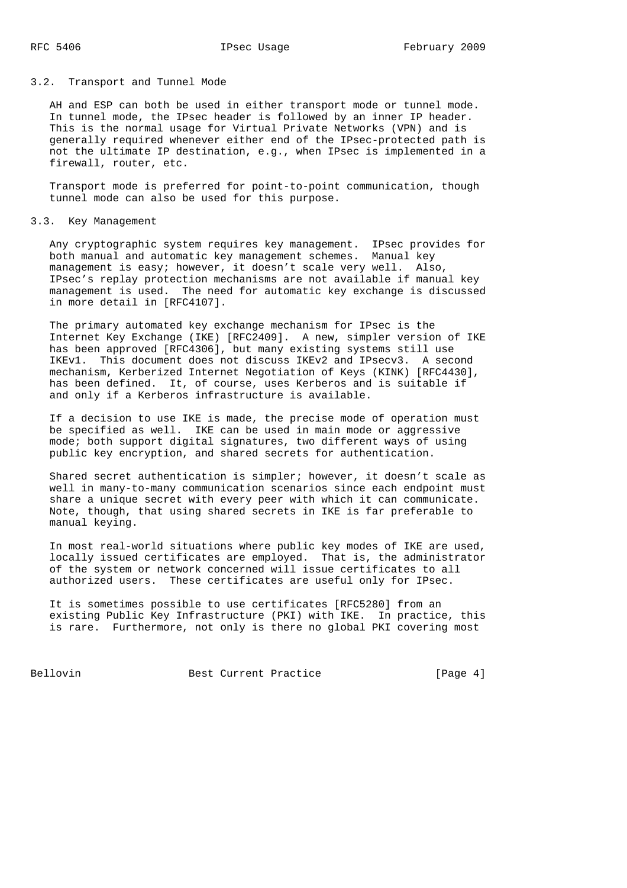### 3.2. Transport and Tunnel Mode

AH and ESP can both be used in either transport mode or tunnel mode. In tunnel mode, the IPsec header is followed by an inner IP header. This is the normal usage for Virtual Private Networks (VPN) and is generally required whenever either end of the IPsec-protected path is not the ultimate IP destination, e.g., when IPsec is implemented in a firewall, router, etc.

Transport mode is preferred for point-to-point communication, though tunnel mode can also be used for this purpose.

### 3.3. Key Management

Any cryptographic system requires key management. IPsec provides for both manual and automatic key management schemes. Manual key management is easy; however, it doesn't scale very well. Also, IPsec's replay protection mechanisms are not available if manual key management is used. The need for automatic key exchange is discussed in more detail in [RFC4107].

The primary automated key exchange mechanism for IPsec is the Internet Key Exchange (IKE) [RFC2409]. A new, simpler version of IKE has been approved [RFC4306], but many existing systems still use IKEv1. This document does not discuss IKEv2 and IPsecv3. A second mechanism, Kerberized Internet Negotiation of Keys (KINK) [RFC4430], has been defined. It, of course, uses Kerberos and is suitable if and only if a Kerberos infrastructure is available.

If a decision to use IKE is made, the precise mode of operation must be specified as well. IKE can be used in main mode or aggressive mode; both support digital signatures, two different ways of using public key encryption, and shared secrets for authentication.

Shared secret authentication is simpler; however, it doesn't scale as well in many-to-many communication scenarios since each endpoint must share a unique secret with every peer with which it can communicate. Note, though, that using shared secrets in IKE is far preferable to manual keying.

In most real-world situations where public key modes of IKE are used, locally issued certificates are employed. That is, the administrator of the system or network concerned will issue certificates to all authorized users. These certificates are useful only for IPsec.

It is sometimes possible to use certificates [RFC5280] from an existing Public Key Infrastructure (PKI) with IKE. In practice, this is rare. Furthermore, not only is there no global PKI covering most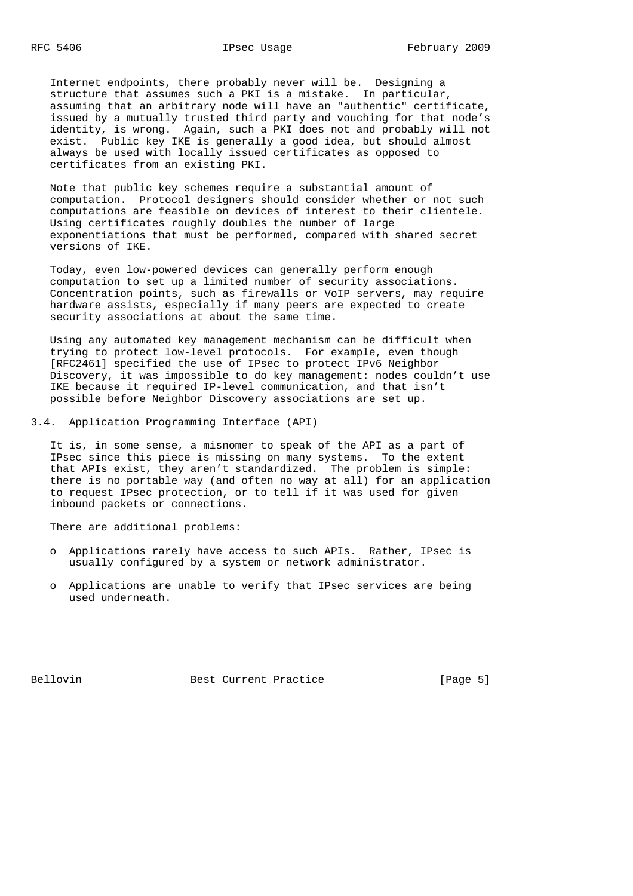Internet endpoints, there probably never will be. Designing a structure that assumes such a PKI is a mistake. In particular, assuming that an arbitrary node will have an "authentic" certificate, issued by a mutually trusted third party and vouching for that node's identity, is wrong. Again, such a PKI does not and probably will not exist. Public key IKE is generally a good idea, but should almost always be used with locally issued certificates as opposed to certificates from an existing PKI.

Note that public key schemes require a substantial amount of computation. Protocol designers should consider whether or not such computations are feasible on devices of interest to their clientele. Using certificates roughly doubles the number of large exponentiations that must be performed, compared with shared secret versions of IKE.

Today, even low-powered devices can generally perform enough computation to set up a limited number of security associations. Concentration points, such as firewalls or VoIP servers, may require hardware assists, especially if many peers are expected to create security associations at about the same time.

Using any automated key management mechanism can be difficult when trying to protect low-level protocols. For example, even though [RFC2461] specified the use of IPsec to protect IPv6 Neighbor Discovery, it was impossible to do key management: nodes couldn't use IKE because it required IP-level communication, and that isn't possible before Neighbor Discovery associations are set up.

## 3.4. Application Programming Interface (API)

It is, in some sense, a misnomer to speak of the API as a part of IPsec since this piece is missing on many systems. To the extent that APIs exist, they aren't standardized. The problem is simple: there is no portable way (and often no way at all) for an application to request IPsec protection, or to tell if it was used for given inbound packets or connections.

There are additional problems:

- Applications rarely have access to such APIs. Rather, IPsec is usually configured by a system or network administrator.
- Applications are unable to verify that IPsec services are being used underneath.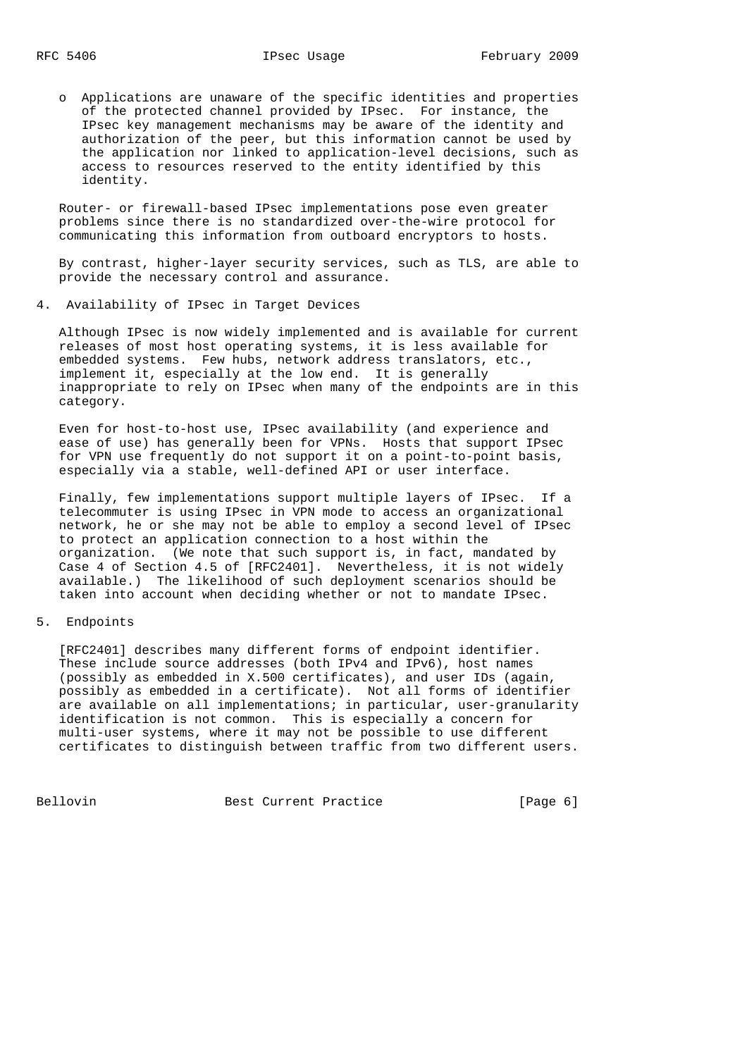- Applications are unaware of the specific identities and properties of the protected channel provided by IPsec. For instance, the IPsec key management mechanisms may be aware of the identity and authorization of the peer, but this information cannot be used by the application nor linked to application-level decisions, such as access to resources reserved to the entity identified by this identity.

Router- or firewall-based IPsec implementations pose even greater problems since there is no standardized over-the-wire protocol for communicating this information from outboard encryptors to hosts.

By contrast, higher-layer security services, such as TLS, are able to provide the necessary control and assurance.

## 4. Availability of IPsec in Target Devices

Although IPsec is now widely implemented and is available for current releases of most host operating systems, it is less available for embedded systems. Few hubs, network address translators, etc., implement it, especially at the low end. It is generally inappropriate to rely on IPsec when many of the endpoints are in this category.

Even for host-to-host use, IPsec availability (and experience and ease of use) has generally been for VPNs. Hosts that support IPsec for VPN use frequently do not support it on a point-to-point basis, especially via a stable, well-defined API or user interface.

Finally, few implementations support multiple layers of IPsec. If a telecommuter is using IPsec in VPN mode to access an organizational network, he or she may not be able to employ a second level of IPsec to protect an application connection to a host within the organization. (We note that such support is, in fact, mandated by Case 4 of Section 4.5 of [RFC2401]. Nevertheless, it is not widely available.) The likelihood of such deployment scenarios should be taken into account when deciding whether or not to mandate IPsec.

## 5. Endpoints

[RFC2401] describes many different forms of endpoint identifier. These include source addresses (both IPv4 and IPv6), host names (possibly as embedded in X.500 certificates), and user IDs (again, possibly as embedded in a certificate). Not all forms of identifier are available on all implementations; in particular, user-granularity identification is not common. This is especially a concern for multi-user systems, where it may not be possible to use different certificates to distinguish between traffic from two different users.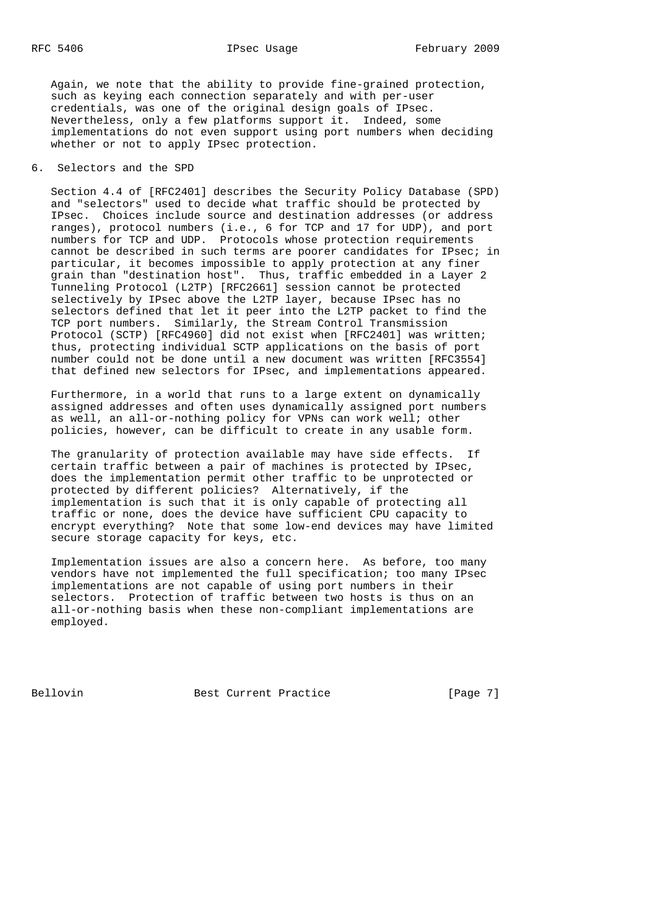Again, we note that the ability to provide fine-grained protection, such as keying each connection separately and with per-user credentials, was one of the original design goals of IPsec. Nevertheless, only a few platforms support it. Indeed, some implementations do not even support using port numbers when deciding whether or not to apply IPsec protection.

## 6. Selectors and the SPD

Section 4.4 of [RFC2401] describes the Security Policy Database (SPD) and "selectors" used to decide what traffic should be protected by IPsec. Choices include source and destination addresses (or address ranges), protocol numbers (i.e., 6 for TCP and 17 for UDP), and port numbers for TCP and UDP. Protocols whose protection requirements cannot be described in such terms are poorer candidates for IPsec; in particular, it becomes impossible to apply protection at any finer grain than "destination host". Thus, traffic embedded in a Layer 2 Tunneling Protocol (L2TP) [RFC2661] session cannot be protected selectively by IPsec above the L2TP layer, because IPsec has no selectors defined that let it peer into the L2TP packet to find the TCP port numbers. Similarly, the Stream Control Transmission Protocol (SCTP) [RFC4960] did not exist when [RFC2401] was written; thus, protecting individual SCTP applications on the basis of port number could not be done until a new document was written [RFC3554] that defined new selectors for IPsec, and implementations appeared.

Furthermore, in a world that runs to a large extent on dynamically assigned addresses and often uses dynamically assigned port numbers as well, an all-or-nothing policy for VPNs can work well; other policies, however, can be difficult to create in any usable form.

The granularity of protection available may have side effects. If certain traffic between a pair of machines is protected by IPsec, does the implementation permit other traffic to be unprotected or protected by different policies? Alternatively, if the implementation is such that it is only capable of protecting all traffic or none, does the device have sufficient CPU capacity to encrypt everything? Note that some low-end devices may have limited secure storage capacity for keys, etc.

Implementation issues are also a concern here. As before, too many vendors have not implemented the full specification; too many IPsec implementations are not capable of using port numbers in their selectors. Protection of traffic between two hosts is thus on an all-or-nothing basis when these non-compliant implementations are employed.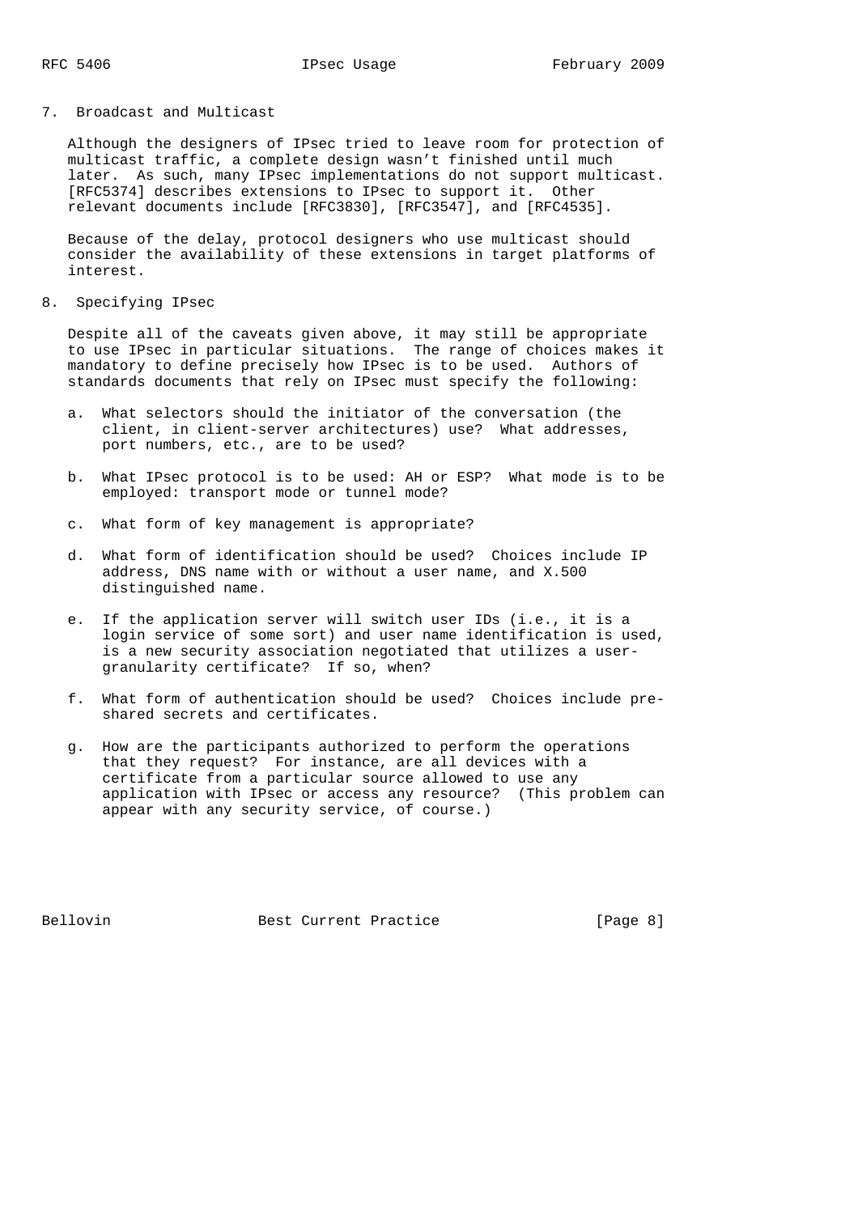## 7. Broadcast and Multicast

Although the designers of IPsec tried to leave room for protection of multicast traffic, a complete design wasn't finished until much later. As such, many IPsec implementations do not support multicast. [RFC5374] describes extensions to IPsec to support it. Other relevant documents include [RFC3830], [RFC3547], and [RFC4535].

Because of the delay, protocol designers who use multicast should consider the availability of these extensions in target platforms of interest.

## 8. Specifying IPsec

Despite all of the caveats given above, it may still be appropriate to use IPsec in particular situations. The range of choices makes it mandatory to define precisely how IPsec is to be used. Authors of standards documents that rely on IPsec must specify the following:

a. What selectors should the initiator of the conversation (the client, in client-server architectures) use? What addresses, port numbers, etc., are to be used?

b. What IPsec protocol is to be used: AH or ESP? What mode is to be employed: transport mode or tunnel mode?

c. What form of key management is appropriate?

d. What form of identification should be used? Choices include IP address, DNS name with or without a user name, and X.500 distinguished name.

e. If the application server will switch user IDs (i.e., it is a login service of some sort) and user name identification is used, is a new security association negotiated that utilizes a user-granularity certificate? If so, when?

f. What form of authentication should be used? Choices include pre-shared secrets and certificates.

g. How are the participants authorized to perform the operations that they request? For instance, are all devices with a certificate from a particular source allowed to use any application with IPsec or access any resource? (This problem can appear with any security service, of course.)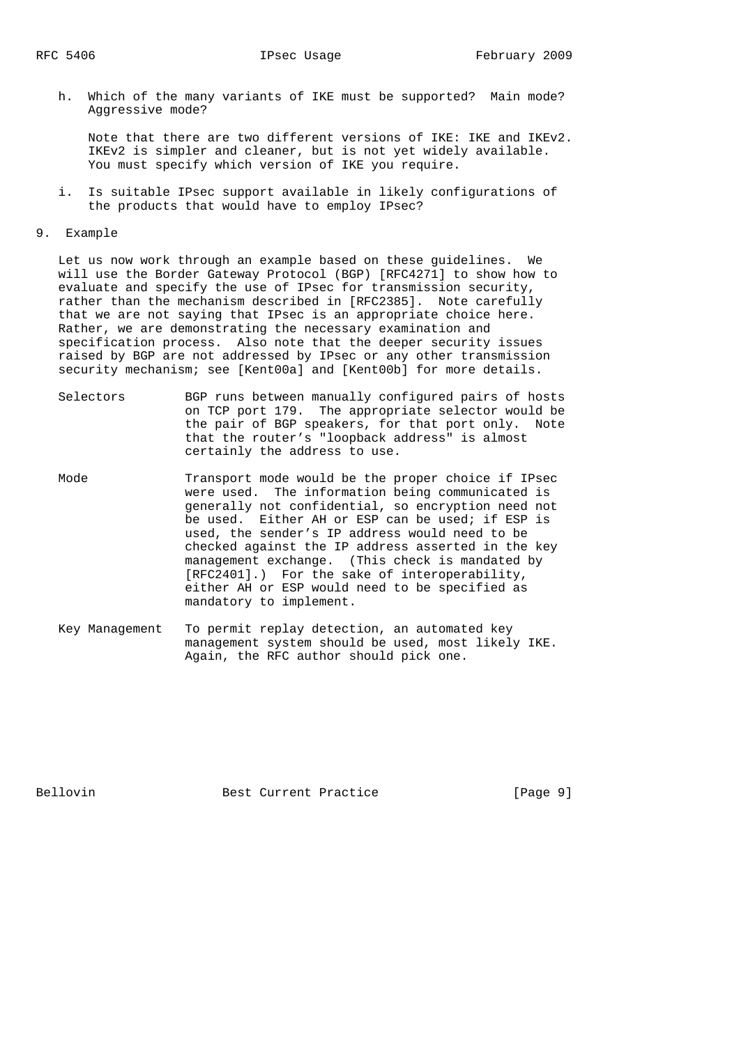h. Which of the many variants of IKE must be supported? Main mode? Aggressive mode?

   Note that there are two different versions of IKE: IKE and IKEv2. IKEv2 is simpler and cleaner, but is not yet widely available. You must specify which version of IKE you require.

i. Is suitable IPsec support available in likely configurations of the products that would have to employ IPsec?

## 9. Example

Let us now work through an example based on these guidelines. We will use the Border Gateway Protocol (BGP) [RFC4271] to show how to evaluate and specify the use of IPsec for transmission security, rather than the mechanism described in [RFC2385]. Note carefully that we are not saying that IPsec is an appropriate choice here. Rather, we are demonstrating the necessary examination and specification process. Also note that the deeper security issues raised by BGP are not addressed by IPsec or any other transmission security mechanism; see [Kent00a] and [Kent00b] for more details.

Selectors
: BGP runs between manually configured pairs of hosts on TCP port 179. The appropriate selector would be the pair of BGP speakers, for that port only. Note that the router's "loopback address" is almost certainly the address to use.

Mode
: Transport mode would be the proper choice if IPsec were used. The information being communicated is generally not confidential, so encryption need not be used. Either AH or ESP can be used; if ESP is used, the sender's IP address would need to be checked against the IP address asserted in the key management exchange. (This check is mandated by [RFC2401].) For the sake of interoperability, either AH or ESP would need to be specified as mandatory to implement.

Key Management
: To permit replay detection, an automated key management system should be used, most likely IKE. Again, the RFC author should pick one.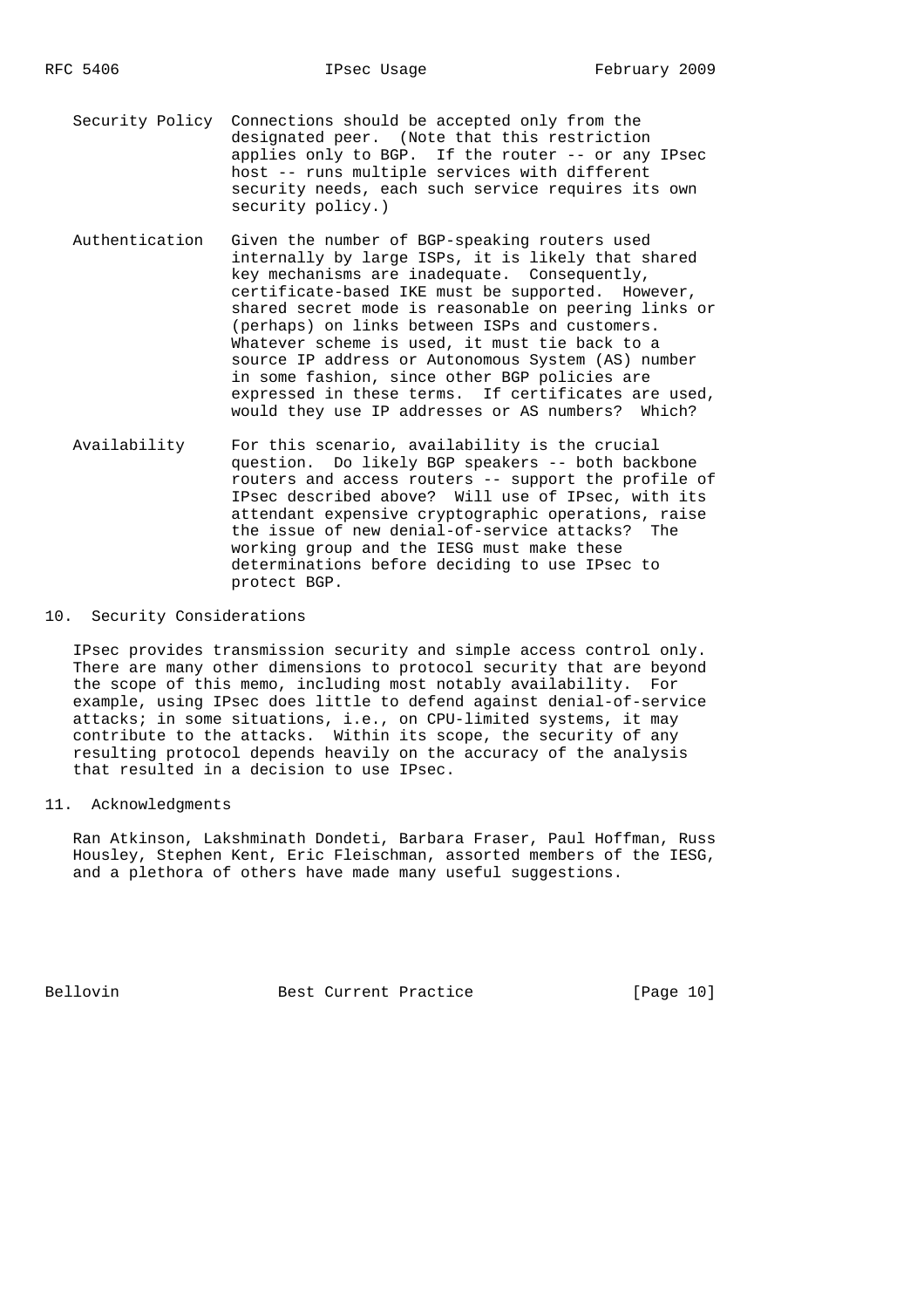**Security Policy** Connections should be accepted only from the designated peer. (Note that this restriction applies only to BGP. If the router -- or any IPsec host -- runs multiple services with different security needs, each such service requires its own security policy.)

**Authentication** Given the number of BGP-speaking routers used internally by large ISPs, it is likely that shared key mechanisms are inadequate. Consequently, certificate-based IKE must be supported. However, shared secret mode is reasonable on peering links or (perhaps) on links between ISPs and customers. Whatever scheme is used, it must tie back to a source IP address or Autonomous System (AS) number in some fashion, since other BGP policies are expressed in these terms. If certificates are used, would they use IP addresses or AS numbers? Which?

**Availability** For this scenario, availability is the crucial question. Do likely BGP speakers -- both backbone routers and access routers -- support the profile of IPsec described above? Will use of IPsec, with its attendant expensive cryptographic operations, raise the issue of new denial-of-service attacks? The working group and the IESG must make these determinations before deciding to use IPsec to protect BGP.

## 10. Security Considerations

IPsec provides transmission security and simple access control only. There are many other dimensions to protocol security that are beyond the scope of this memo, including most notably availability. For example, using IPsec does little to defend against denial-of-service attacks; in some situations, i.e., on CPU-limited systems, it may contribute to the attacks. Within its scope, the security of any resulting protocol depends heavily on the accuracy of the analysis that resulted in a decision to use IPsec.

## 11. Acknowledgments

Ran Atkinson, Lakshminath Dondeti, Barbara Fraser, Paul Hoffman, Russ Housley, Stephen Kent, Eric Fleischman, assorted members of the IESG, and a plethora of others have made many useful suggestions.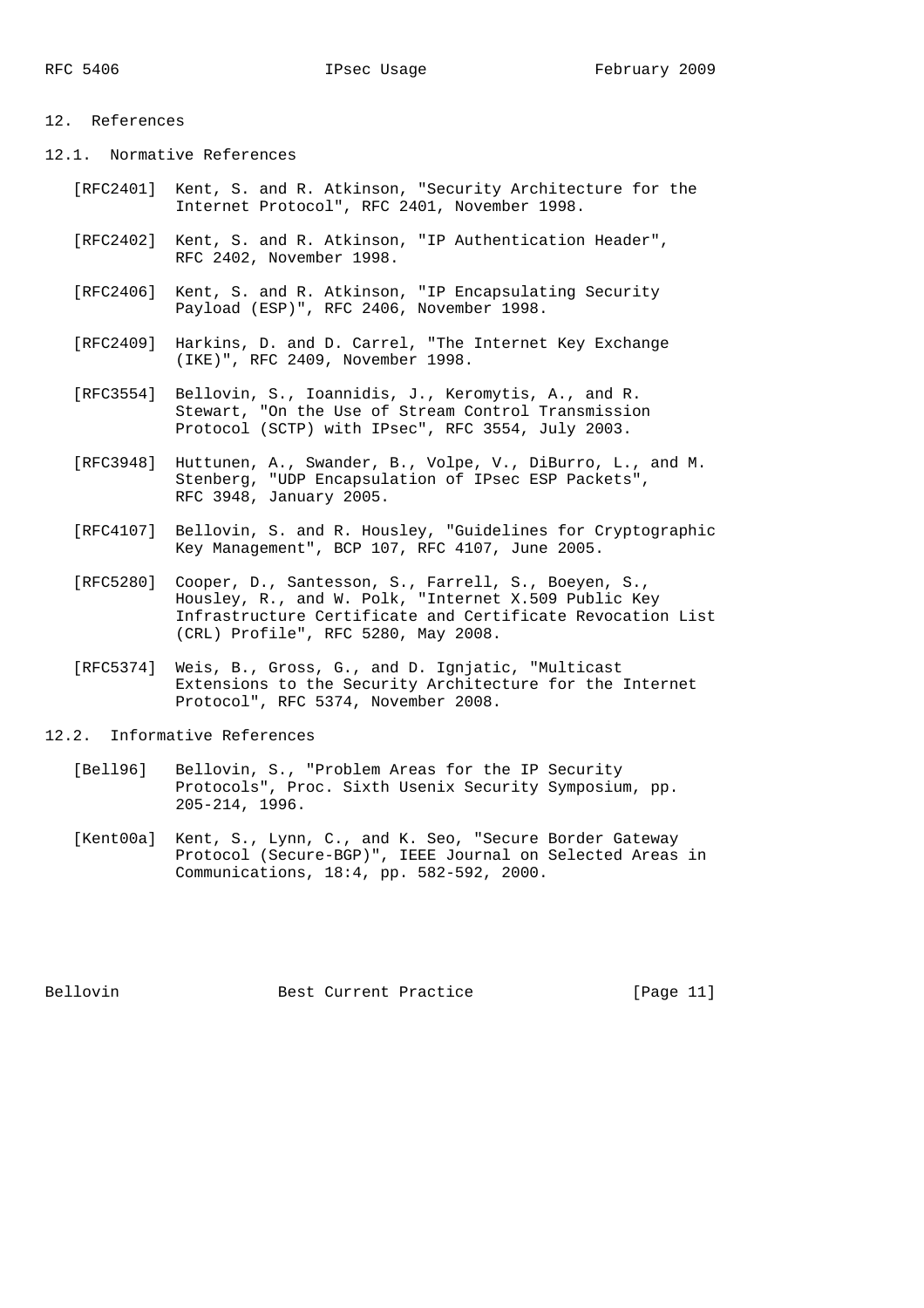## 12. References

### 12.1. Normative References

[RFC2401] Kent, S. and R. Atkinson, "Security Architecture for the Internet Protocol", RFC 2401, November 1998.

[RFC2402] Kent, S. and R. Atkinson, "IP Authentication Header", RFC 2402, November 1998.

[RFC2406] Kent, S. and R. Atkinson, "IP Encapsulating Security Payload (ESP)", RFC 2406, November 1998.

[RFC2409] Harkins, D. and D. Carrel, "The Internet Key Exchange (IKE)", RFC 2409, November 1998.

[RFC3554] Bellovin, S., Ioannidis, J., Keromytis, A., and R. Stewart, "On the Use of Stream Control Transmission Protocol (SCTP) with IPsec", RFC 3554, July 2003.

[RFC3948] Huttunen, A., Swander, B., Volpe, V., DiBurro, L., and M. Stenberg, "UDP Encapsulation of IPsec ESP Packets", RFC 3948, January 2005.

[RFC4107] Bellovin, S. and R. Housley, "Guidelines for Cryptographic Key Management", BCP 107, RFC 4107, June 2005.

[RFC5280] Cooper, D., Santesson, S., Farrell, S., Boeyen, S., Housley, R., and W. Polk, "Internet X.509 Public Key Infrastructure Certificate and Certificate Revocation List (CRL) Profile", RFC 5280, May 2008.

[RFC5374] Weis, B., Gross, G., and D. Ignjatic, "Multicast Extensions to the Security Architecture for the Internet Protocol", RFC 5374, November 2008.

### 12.2. Informative References

[Bell96] Bellovin, S., "Problem Areas for the IP Security Protocols", Proc. Sixth Usenix Security Symposium, pp. 205-214, 1996.

[Kent00a] Kent, S., Lynn, C., and K. Seo, "Secure Border Gateway Protocol (Secure-BGP)", IEEE Journal on Selected Areas in Communications, 18:4, pp. 582-592, 2000.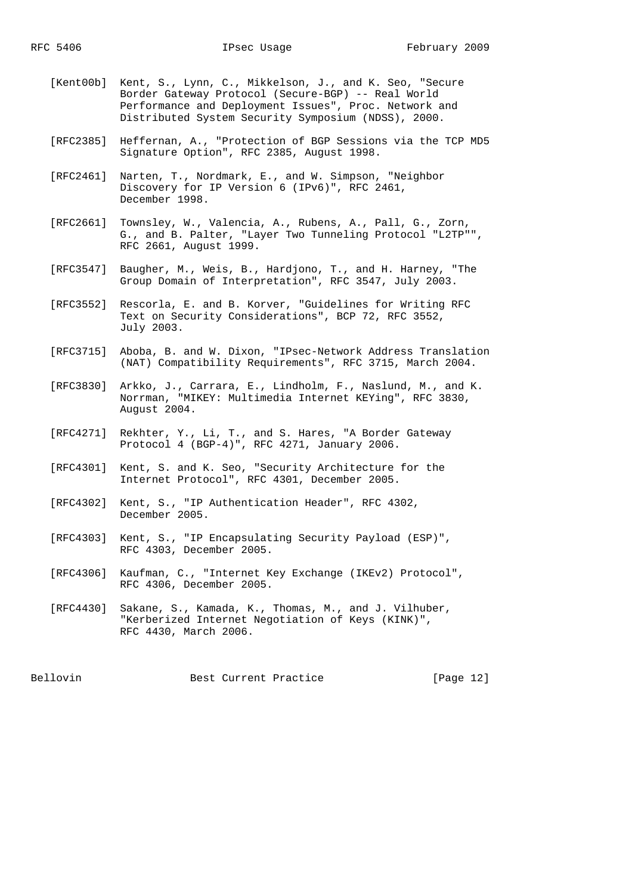[Kent00b] Kent, S., Lynn, C., Mikkelson, J., and K. Seo, "Secure Border Gateway Protocol (Secure-BGP) -- Real World Performance and Deployment Issues", Proc. Network and Distributed System Security Symposium (NDSS), 2000.

[RFC2385] Heffernan, A., "Protection of BGP Sessions via the TCP MD5 Signature Option", RFC 2385, August 1998.

[RFC2461] Narten, T., Nordmark, E., and W. Simpson, "Neighbor Discovery for IP Version 6 (IPv6)", RFC 2461, December 1998.

[RFC2661] Townsley, W., Valencia, A., Rubens, A., Pall, G., Zorn, G., and B. Palter, "Layer Two Tunneling Protocol "L2TP"", RFC 2661, August 1999.

[RFC3547] Baugher, M., Weis, B., Hardjono, T., and H. Harney, "The Group Domain of Interpretation", RFC 3547, July 2003.

[RFC3552] Rescorla, E. and B. Korver, "Guidelines for Writing RFC Text on Security Considerations", BCP 72, RFC 3552, July 2003.

[RFC3715] Aboba, B. and W. Dixon, "IPsec-Network Address Translation (NAT) Compatibility Requirements", RFC 3715, March 2004.

[RFC3830] Arkko, J., Carrara, E., Lindholm, F., Naslund, M., and K. Norrman, "MIKEY: Multimedia Internet KEYing", RFC 3830, August 2004.

[RFC4271] Rekhter, Y., Li, T., and S. Hares, "A Border Gateway Protocol 4 (BGP-4)", RFC 4271, January 2006.

[RFC4301] Kent, S. and K. Seo, "Security Architecture for the Internet Protocol", RFC 4301, December 2005.

[RFC4302] Kent, S., "IP Authentication Header", RFC 4302, December 2005.

[RFC4303] Kent, S., "IP Encapsulating Security Payload (ESP)", RFC 4303, December 2005.

[RFC4306] Kaufman, C., "Internet Key Exchange (IKEv2) Protocol", RFC 4306, December 2005.

[RFC4430] Sakane, S., Kamada, K., Thomas, M., and J. Vilhuber, "Kerberized Internet Negotiation of Keys (KINK)", RFC 4430, March 2006.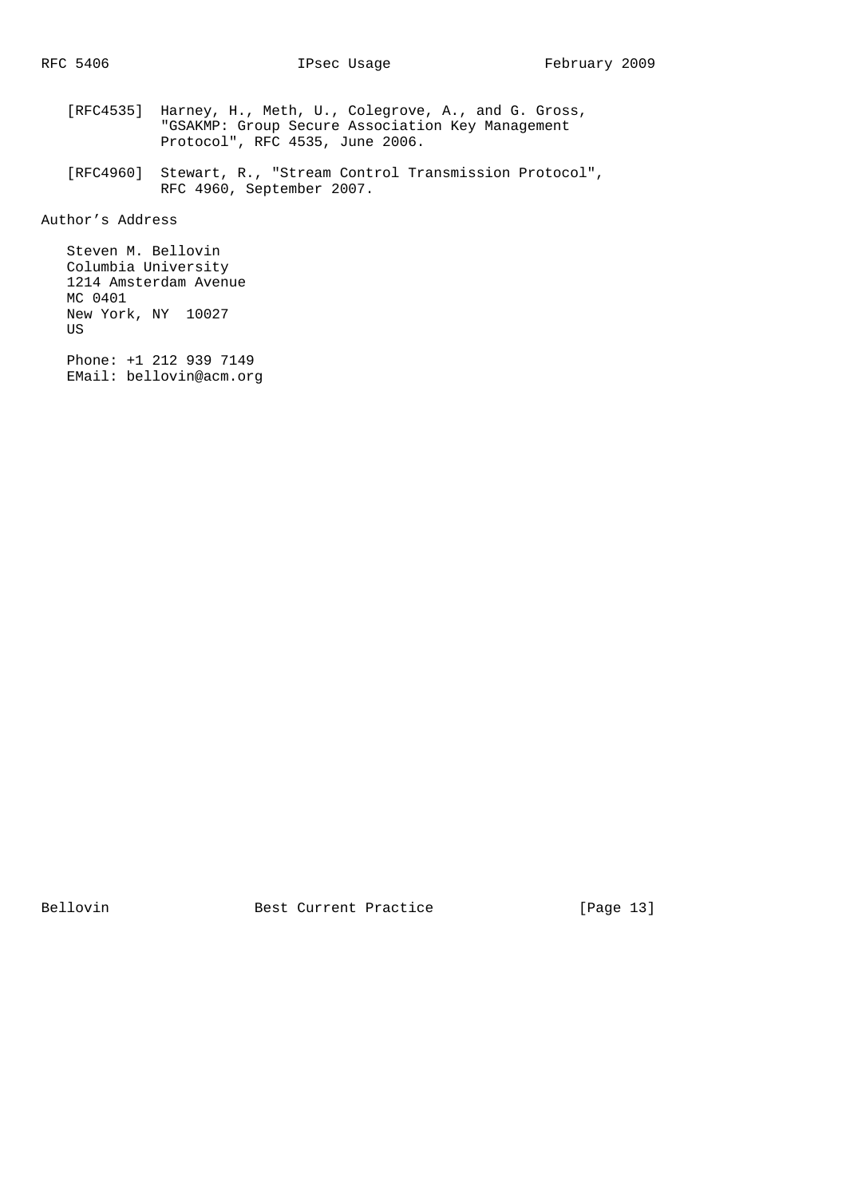[RFC4535] Harney, H., Meth, U., Colegrove, A., and G. Gross, "GSAKMP: Group Secure Association Key Management Protocol", RFC 4535, June 2006.

[RFC4960] Stewart, R., "Stream Control Transmission Protocol", RFC 4960, September 2007.

## Author's Address

Steven M. Bellovin
Columbia University
1214 Amsterdam Avenue
MC 0401
New York, NY 10027
US

Phone: +1 212 939 7149
EMail: bellovin@acm.org